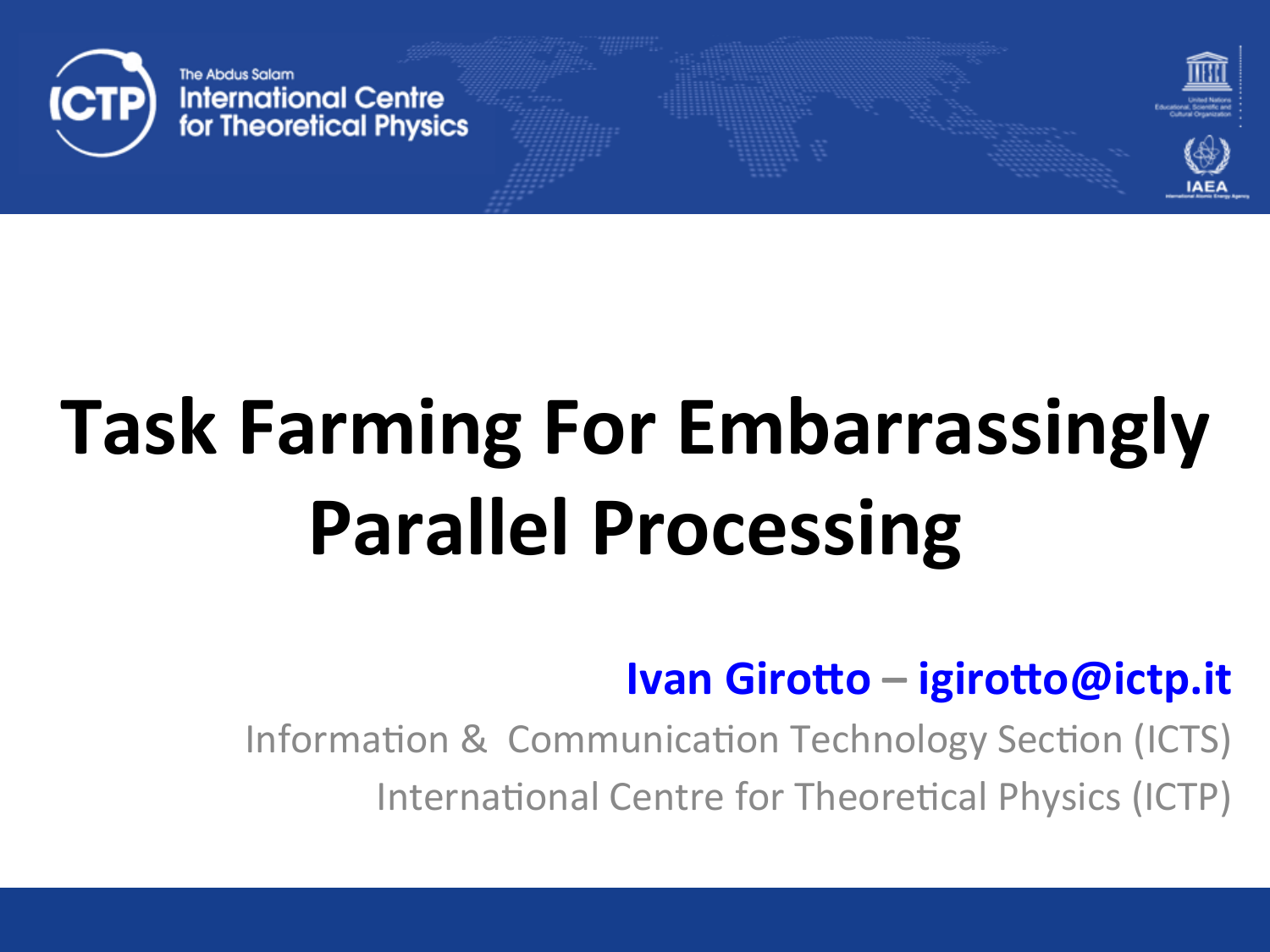The Abdus Salam International Centre for Theoretical Physics

# Task Farming For Embarrassingly Parallel Processing

**Ivan Girotto – igirotto@ictp.it**

Information & Communication Technology Section (ICTS)

International Centre for Theoretical Physics (ICTP)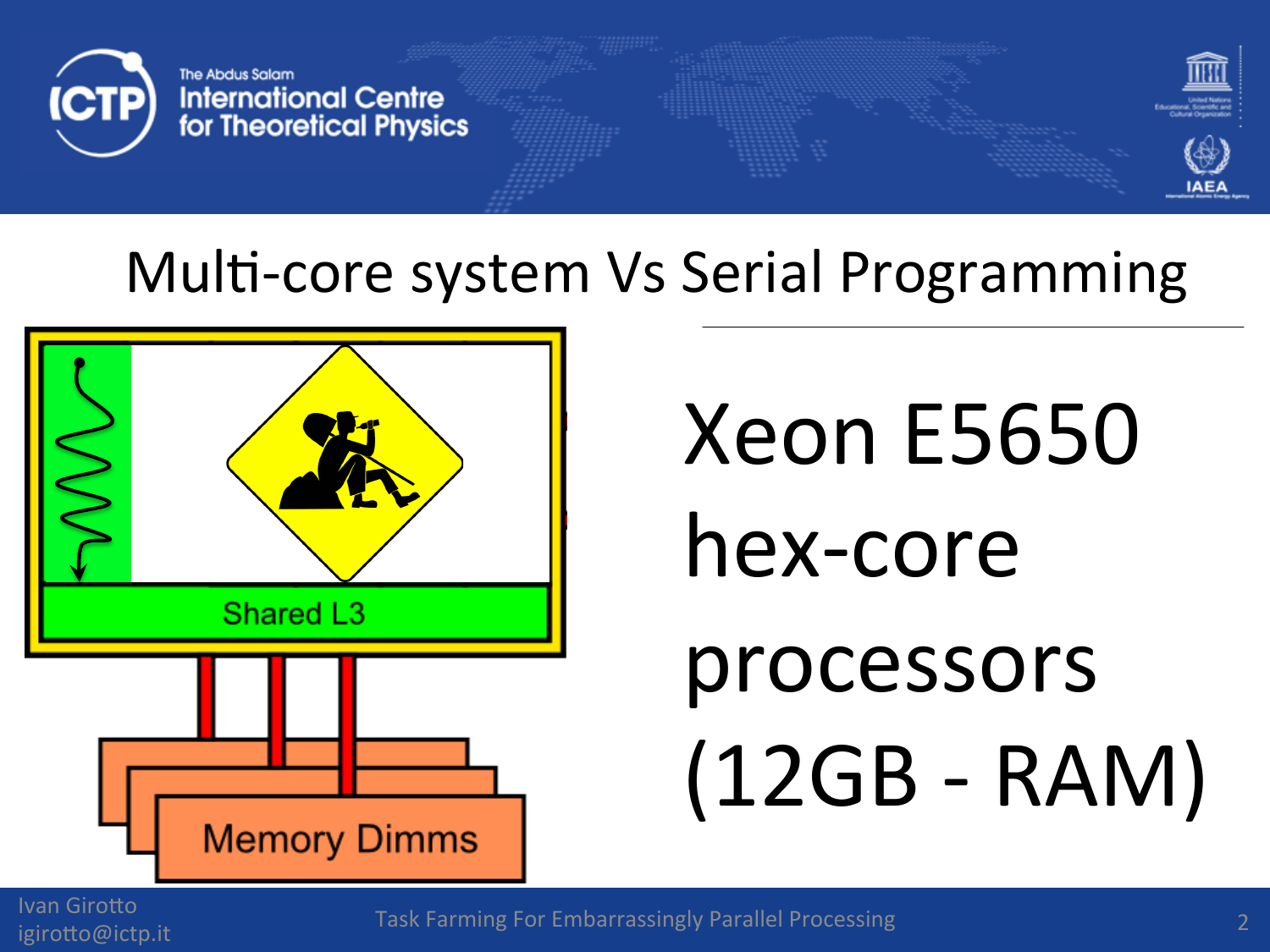# Multi-core system Vs Serial Programming

Shared L3

Memory Dimms

Xeon E5650 hex-core processors (12GB - RAM)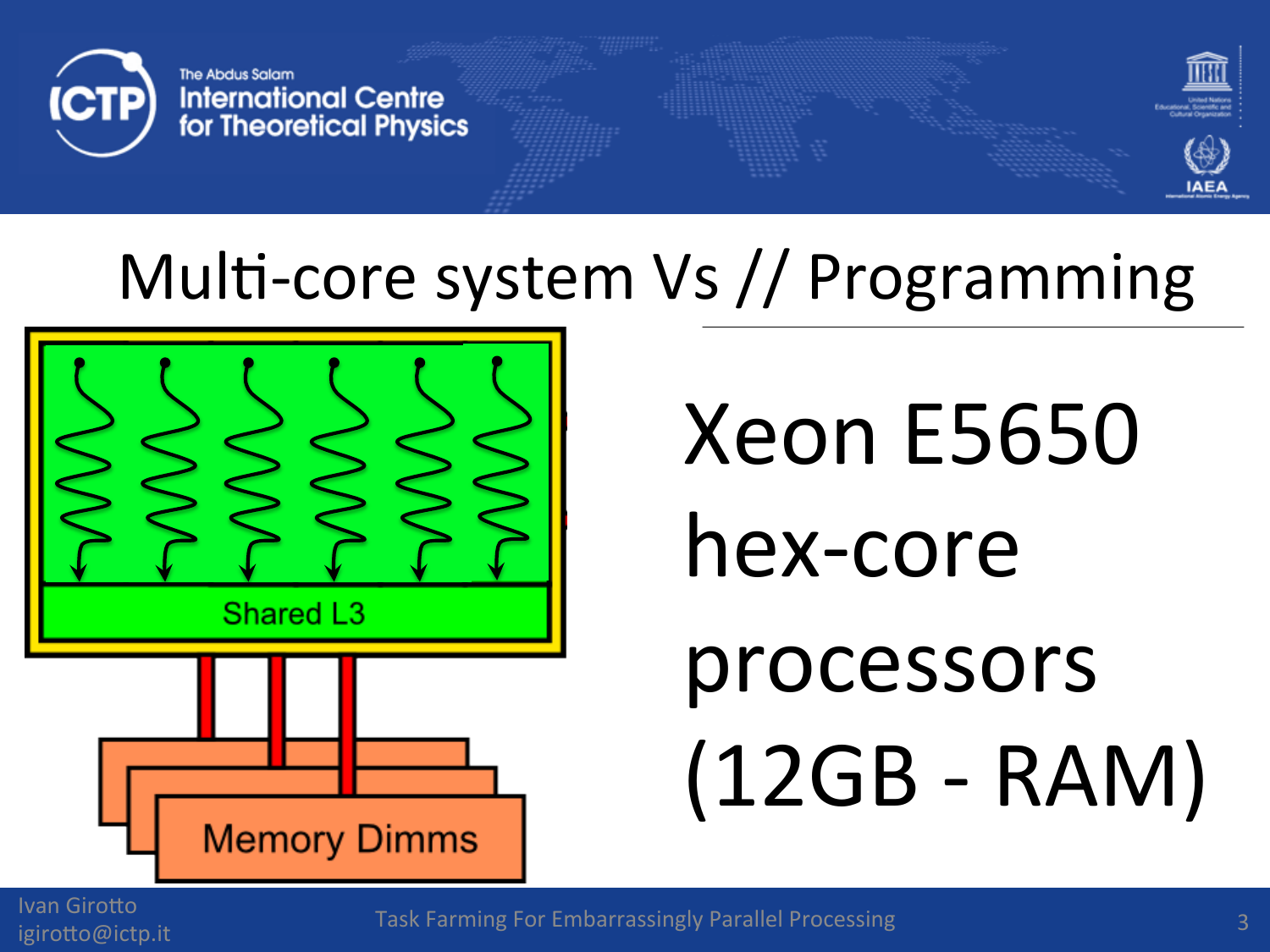# Multi-core system Vs // Programming

Shared L3

Memory Dimms

Xeon E5650 hex-core processors (12GB - RAM)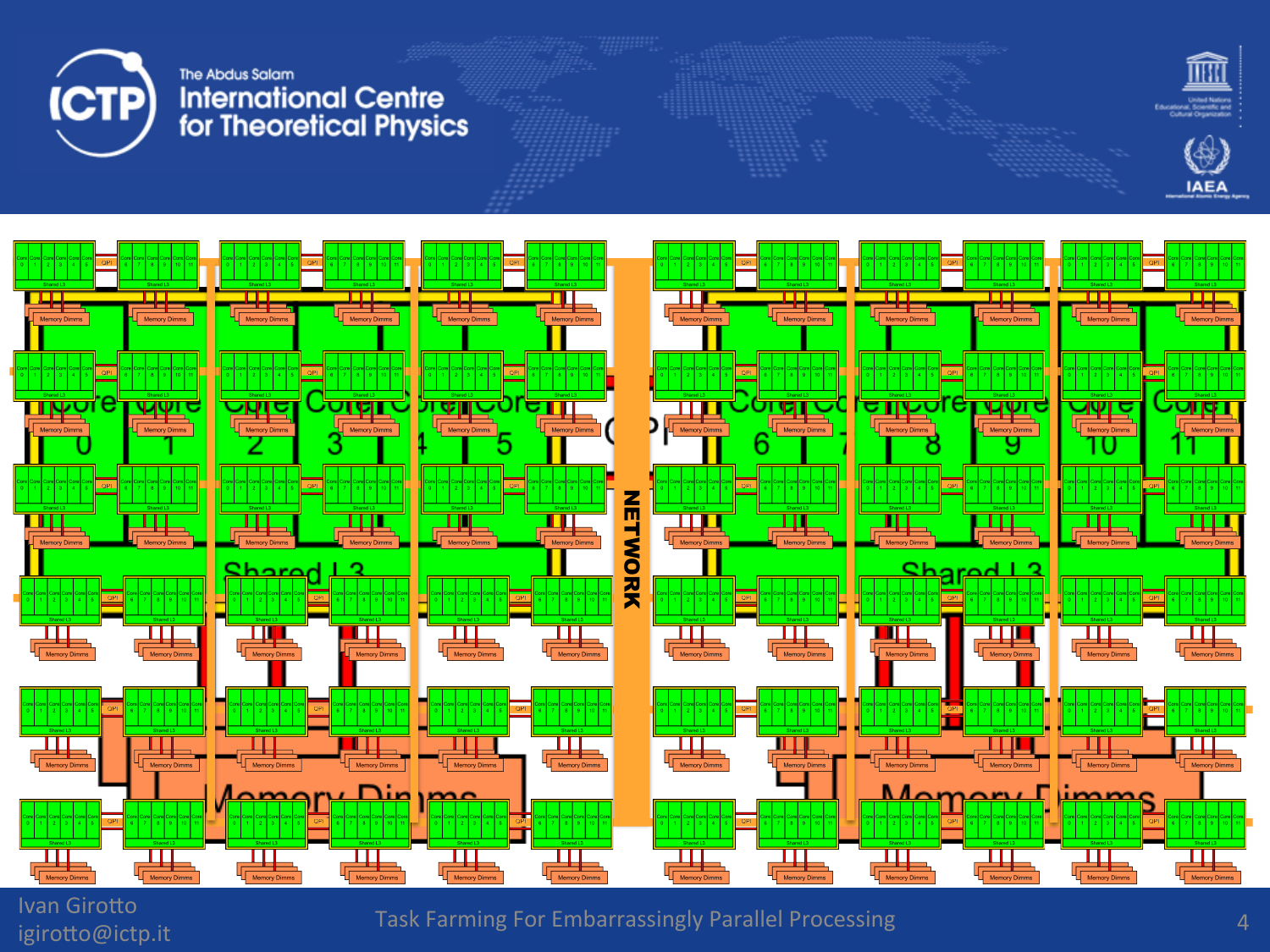NETWORK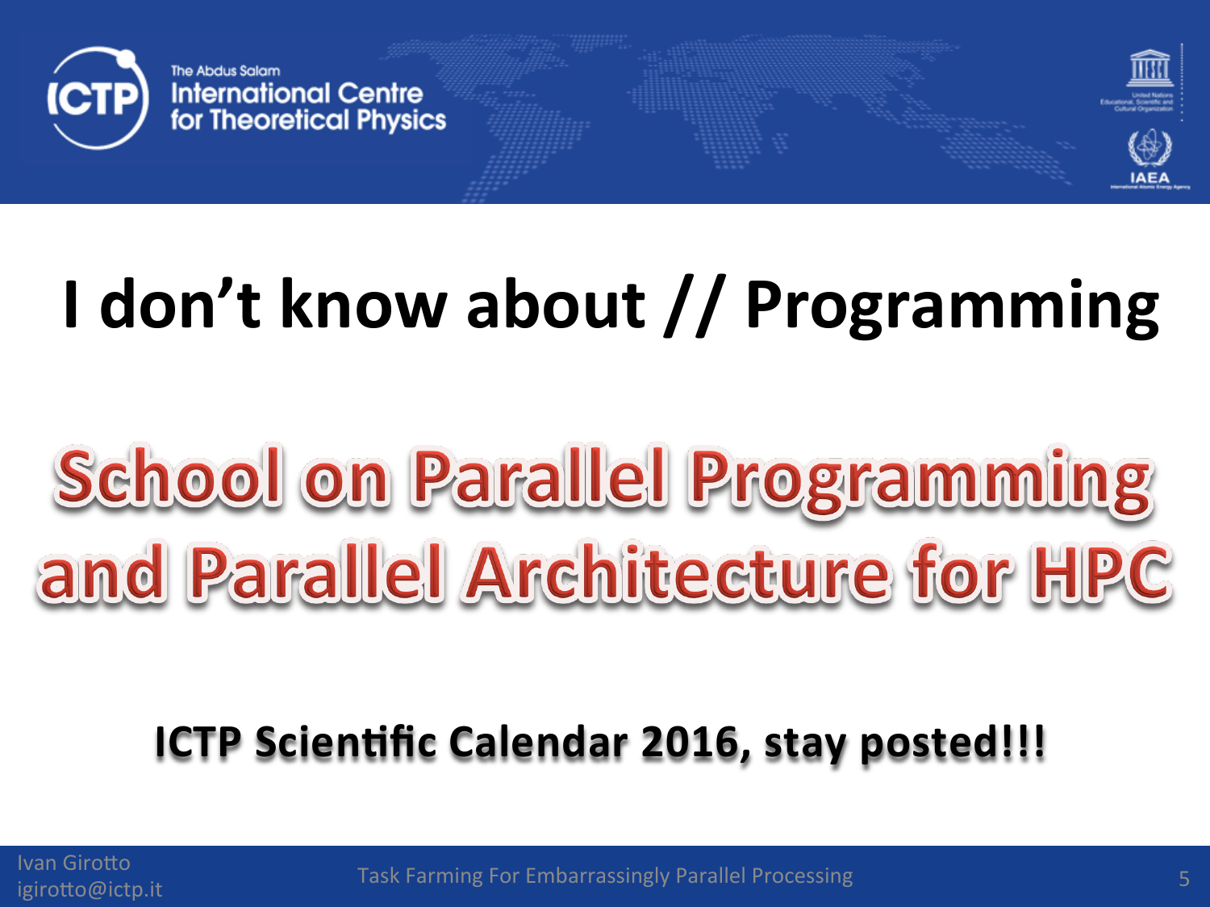# I don't know about // Programming

## School on Parallel Programming and Parallel Architecture for HPC

**ICTP Scientific Calendar 2016, stay posted!!!**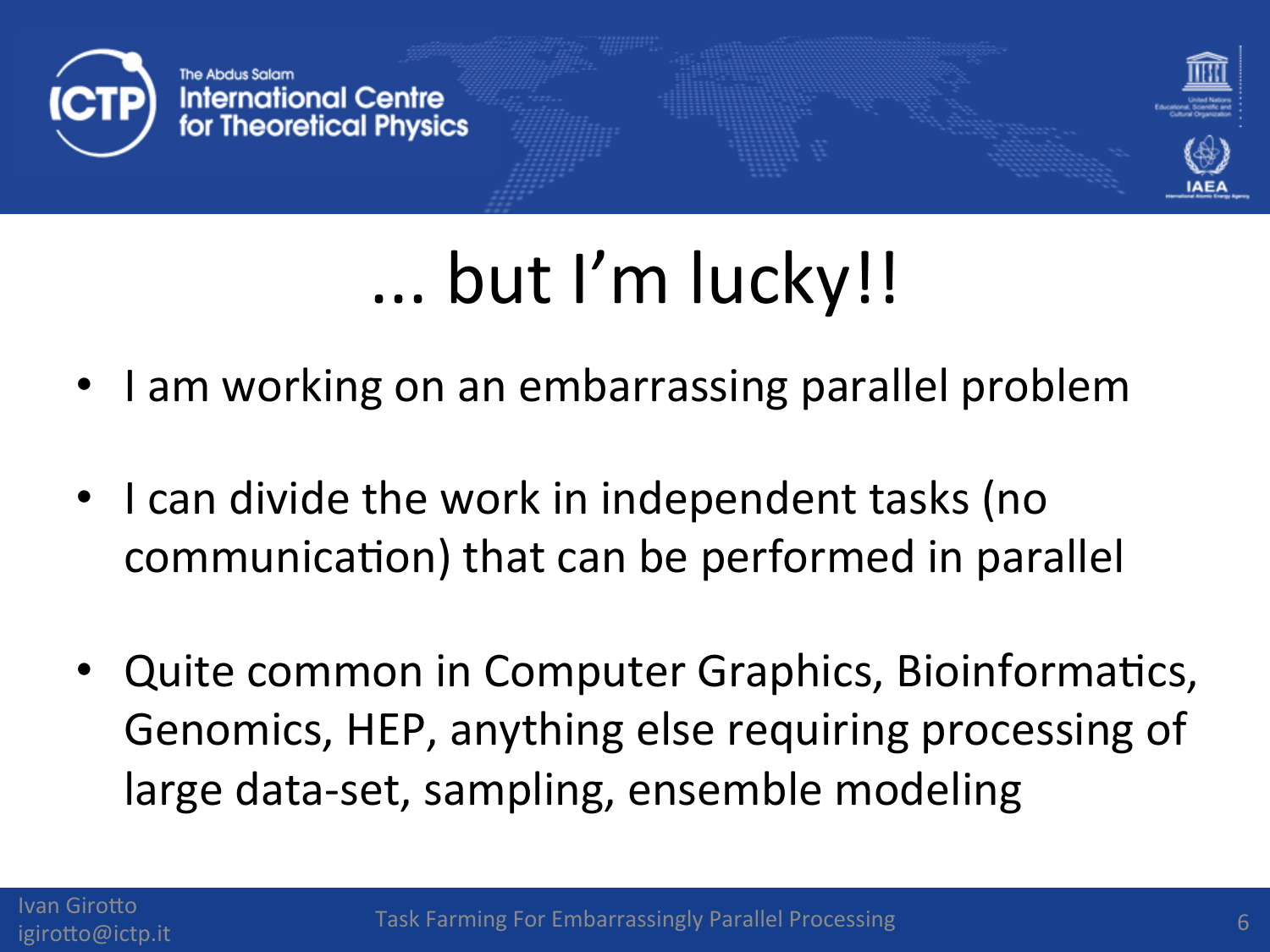# ... but I'm lucky!!

- I am working on an embarrassing parallel problem
- I can divide the work in independent tasks (no communication) that can be performed in parallel
- Quite common in Computer Graphics, Bioinformatics, Genomics, HEP, anything else requiring processing of large data-set, sampling, ensemble modeling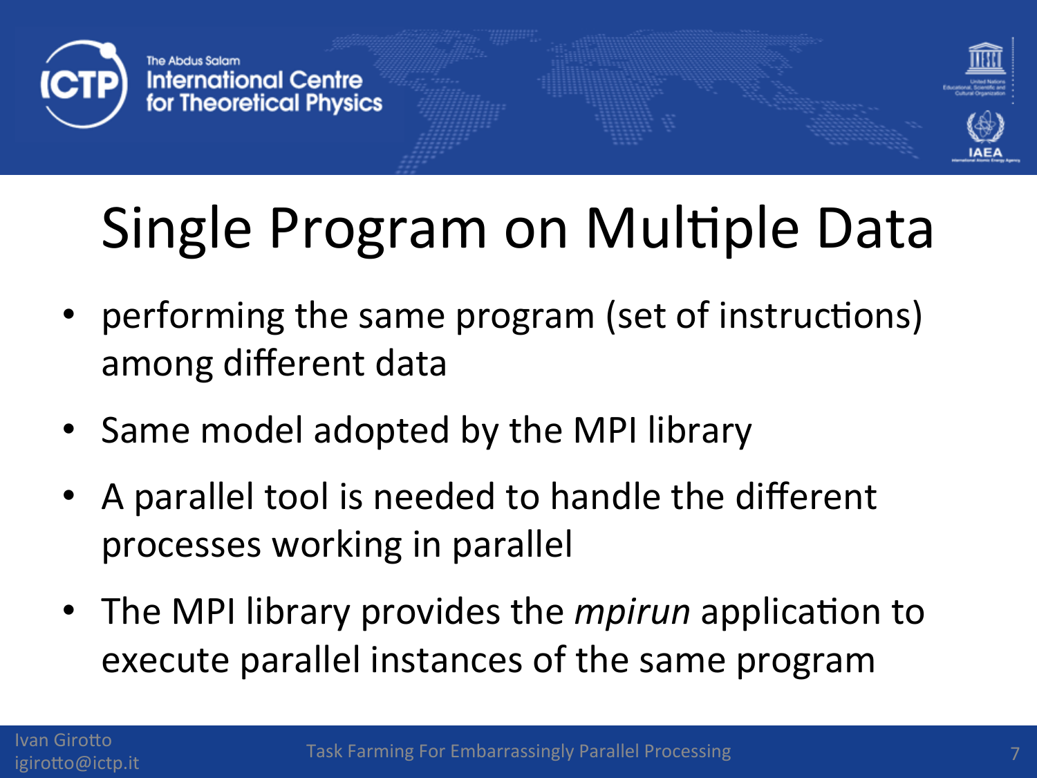# Single Program on Multiple Data

- performing the same program (set of instructions) among different data
- Same model adopted by the MPI library
- A parallel tool is needed to handle the different processes working in parallel
- The MPI library provides the *mpirun* application to execute parallel instances of the same program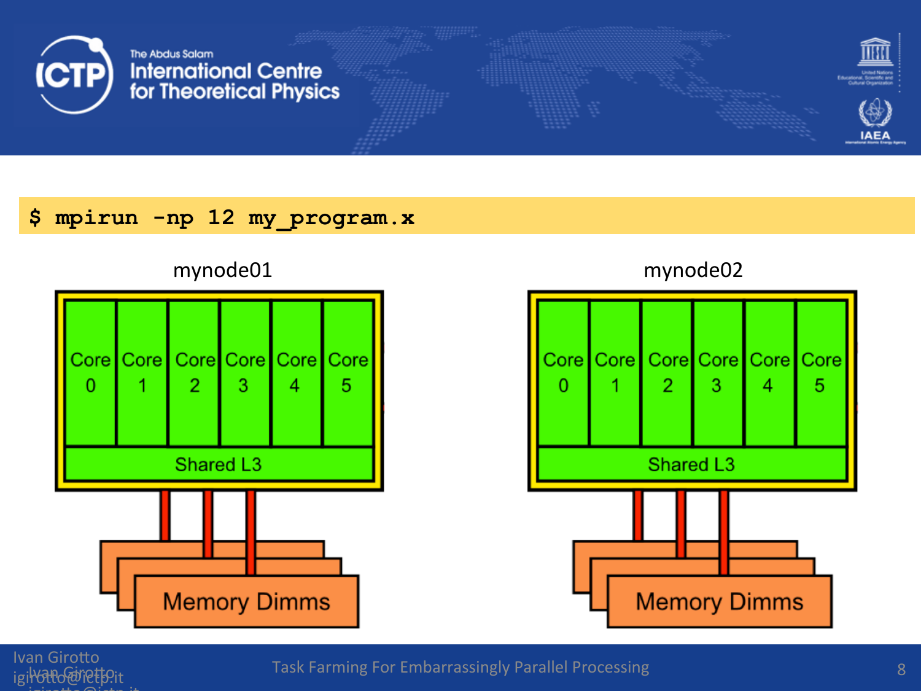```
$ mpirun -np 12 my_program.x
```

mynode01

| Core 0 | Core 1 | Core 2 | Core 3 | Core 4 | Core 5 |
|---|---|---|---|---|---|
| Shared L3 | | | | | |

Memory Dimms

mynode02

| Core 0 | Core 1 | Core 2 | Core 3 | Core 4 | Core 5 |
|---|---|---|---|---|---|
| Shared L3 | | | | | |

Memory Dimms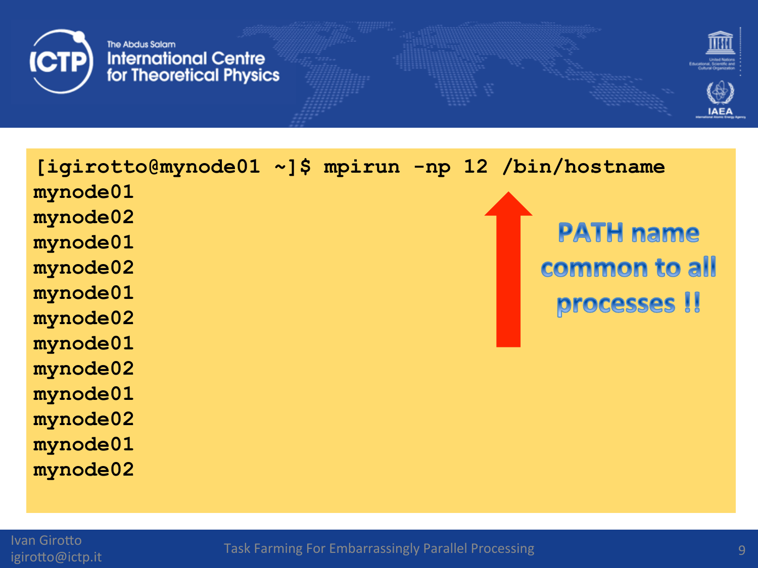```
[igirotto@mynode01 ~]$ mpirun -np 12 /bin/hostname
mynode01
mynode02
mynode01
mynode02
mynode01
mynode02
mynode01
mynode02
mynode01
mynode02
mynode01
mynode02
```

**PATH name common to all processes !!**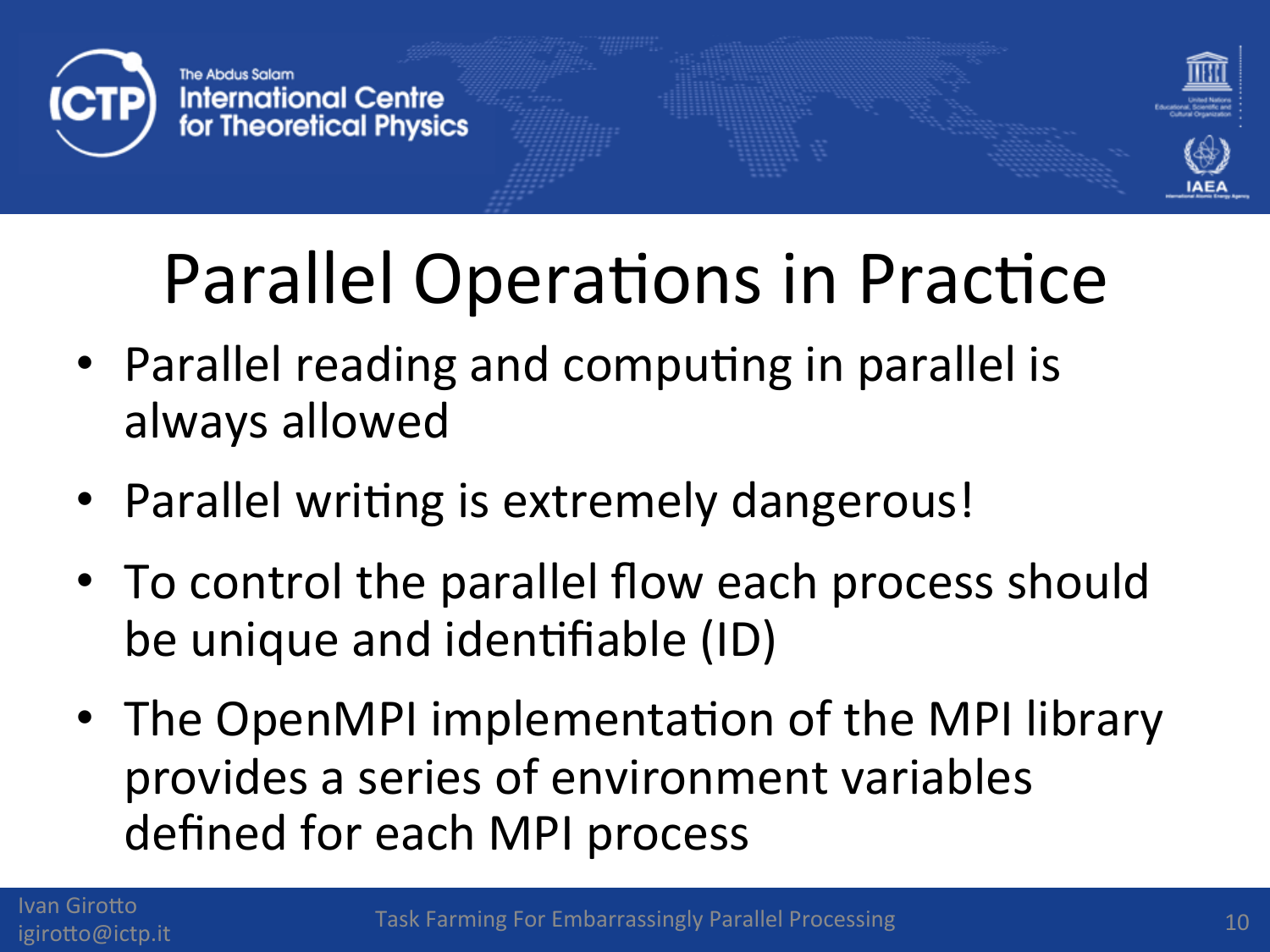# Parallel Operations in Practice

- Parallel reading and computing in parallel is always allowed
- Parallel writing is extremely dangerous!
- To control the parallel flow each process should be unique and identifiable (ID)
- The OpenMPI implementation of the MPI library provides a series of environment variables defined for each MPI process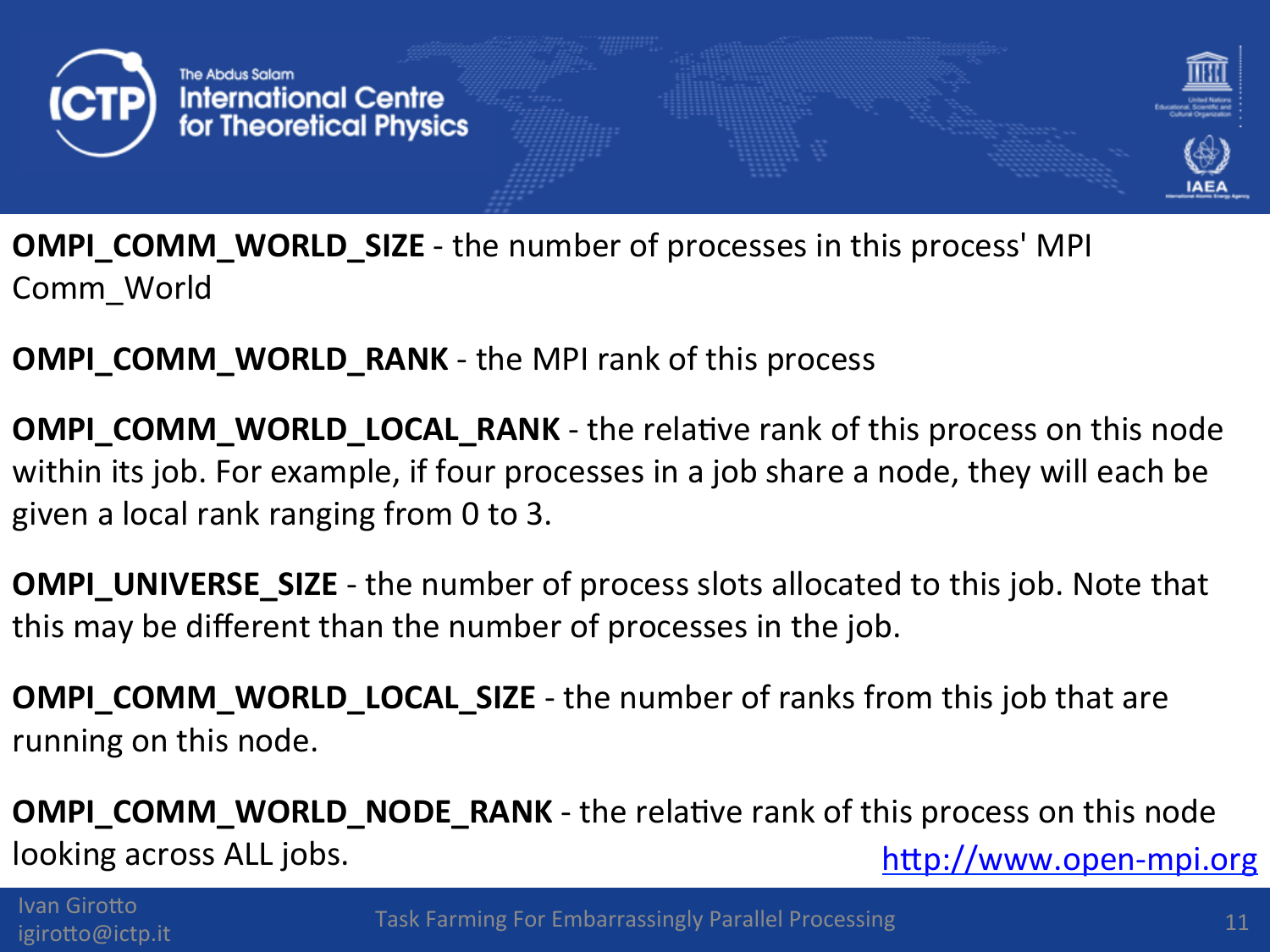**OMPI_COMM_WORLD_SIZE** - the number of processes in this process' MPI Comm_World

**OMPI_COMM_WORLD_RANK** - the MPI rank of this process

**OMPI_COMM_WORLD_LOCAL_RANK** - the relative rank of this process on this node within its job. For example, if four processes in a job share a node, they will each be given a local rank ranging from 0 to 3.

**OMPI_UNIVERSE_SIZE** - the number of process slots allocated to this job. Note that this may be different than the number of processes in the job.

**OMPI_COMM_WORLD_LOCAL_SIZE** - the number of ranks from this job that are running on this node.

**OMPI_COMM_WORLD_NODE_RANK** - the relative rank of this process on this node looking across ALL jobs.

http://www.open-mpi.org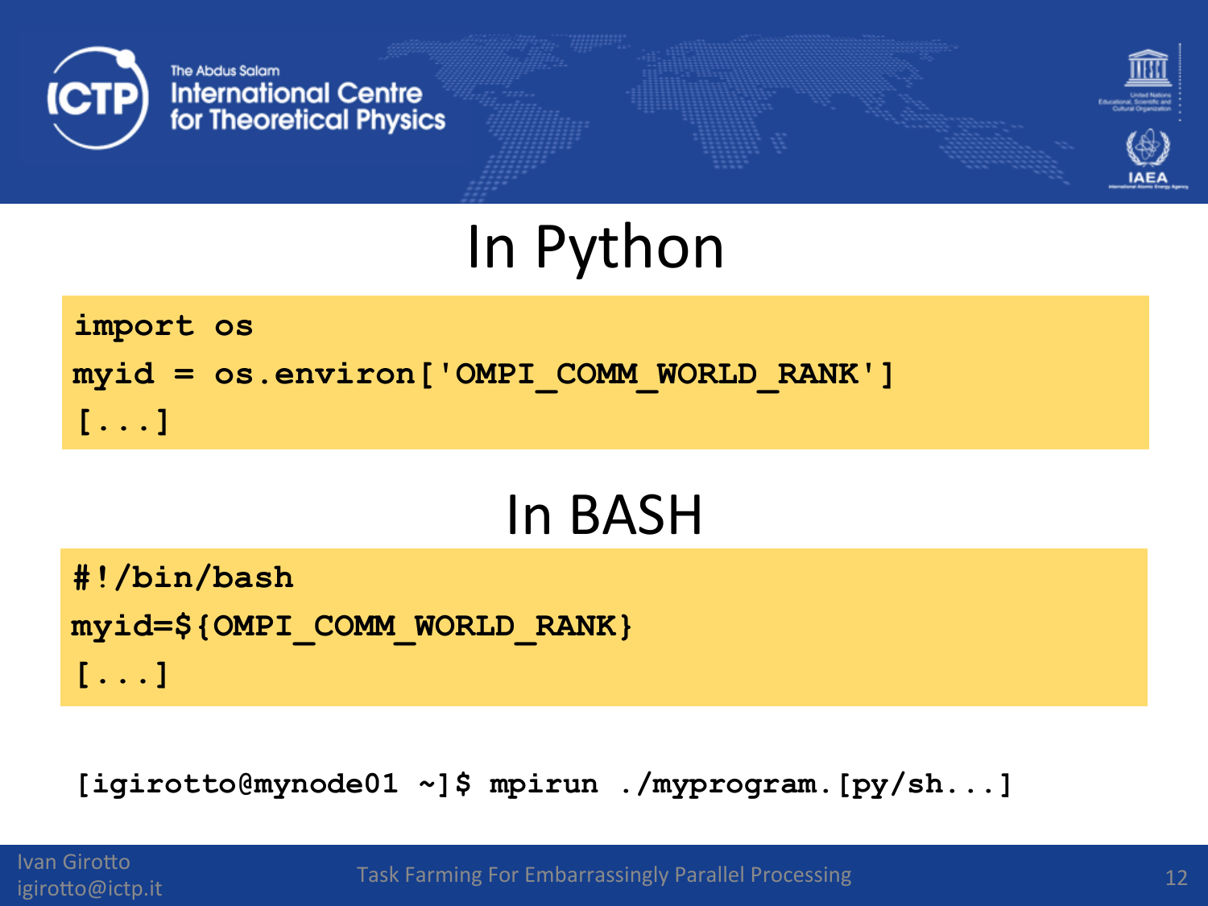# In Python

```python
import os
myid = os.environ['OMPI_COMM_WORLD_RANK']
[...]
```

# In BASH

```bash
#!/bin/bash
myid=${OMPI_COMM_WORLD_RANK}
[...]
```

```
[igirotto@mynode01 ~]$ mpirun ./myprogram.[py/sh...]
```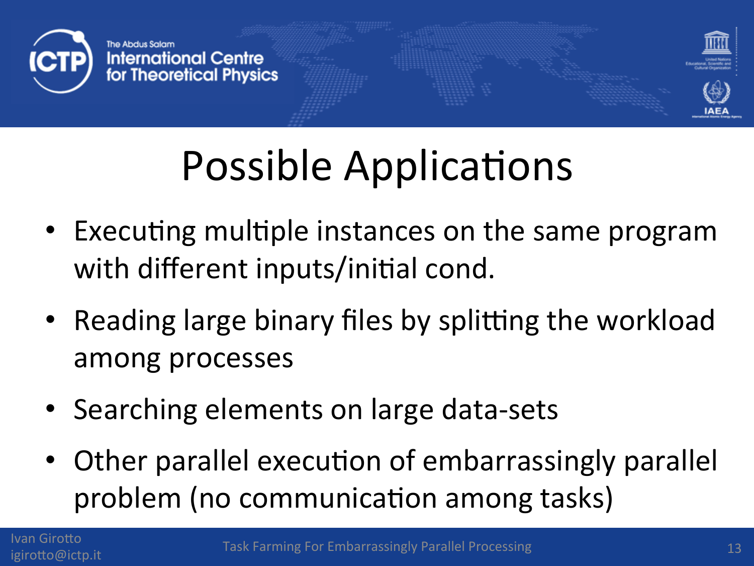# Possible Applications

- Executing multiple instances on the same program with different inputs/initial cond.
- Reading large binary files by splitting the workload among processes
- Searching elements on large data-sets
- Other parallel execution of embarrassingly parallel problem (no communication among tasks)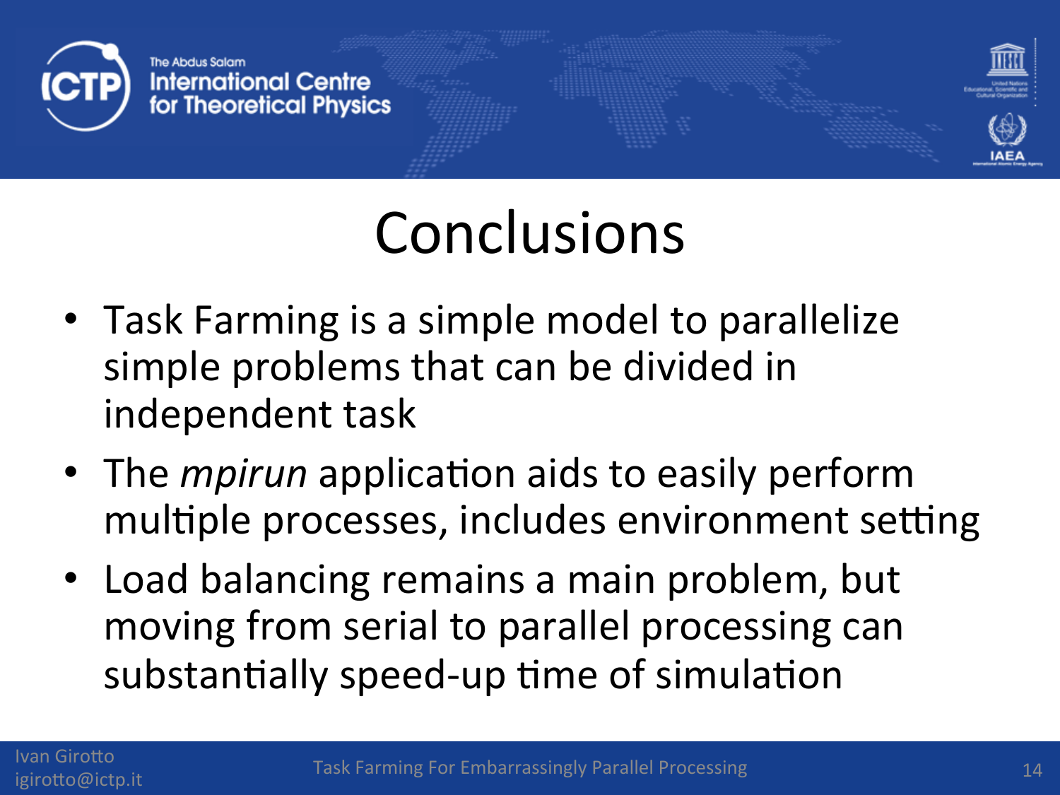# Conclusions

- Task Farming is a simple model to parallelize simple problems that can be divided in independent task
- The *mpirun* application aids to easily perform multiple processes, includes environment setting
- Load balancing remains a main problem, but moving from serial to parallel processing can substantially speed-up time of simulation